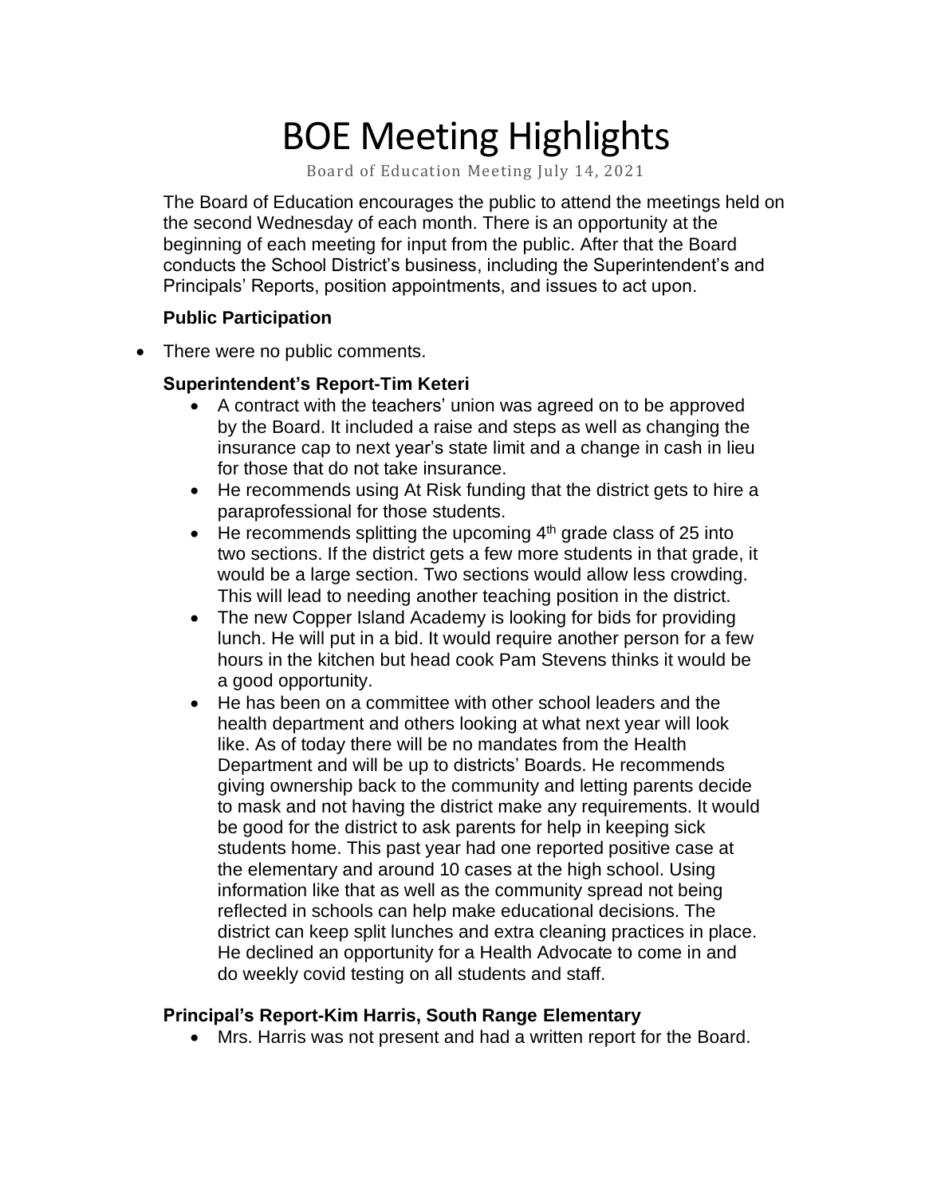# BOE Meeting Highlights

Board of Education Meeting July 14, 2021

The Board of Education encourages the public to attend the meetings held on the second Wednesday of each month. There is an opportunity at the beginning of each meeting for input from the public. After that the Board conducts the School District's business, including the Superintendent's and Principals' Reports, position appointments, and issues to act upon.

**Public Participation**

- There were no public comments.

**Superintendent's Report-Tim Keteri**

- A contract with the teachers' union was agreed on to be approved by the Board. It included a raise and steps as well as changing the insurance cap to next year's state limit and a change in cash in lieu for those that do not take insurance.
- He recommends using At Risk funding that the district gets to hire a paraprofessional for those students.
- He recommends splitting the upcoming 4th grade class of 25 into two sections. If the district gets a few more students in that grade, it would be a large section. Two sections would allow less crowding. This will lead to needing another teaching position in the district.
- The new Copper Island Academy is looking for bids for providing lunch. He will put in a bid. It would require another person for a few hours in the kitchen but head cook Pam Stevens thinks it would be a good opportunity.
- He has been on a committee with other school leaders and the health department and others looking at what next year will look like. As of today there will be no mandates from the Health Department and will be up to districts' Boards. He recommends giving ownership back to the community and letting parents decide to mask and not having the district make any requirements. It would be good for the district to ask parents for help in keeping sick students home. This past year had one reported positive case at the elementary and around 10 cases at the high school. Using information like that as well as the community spread not being reflected in schools can help make educational decisions. The district can keep split lunches and extra cleaning practices in place. He declined an opportunity for a Health Advocate to come in and do weekly covid testing on all students and staff.

**Principal's Report-Kim Harris, South Range Elementary**

- Mrs. Harris was not present and had a written report for the Board.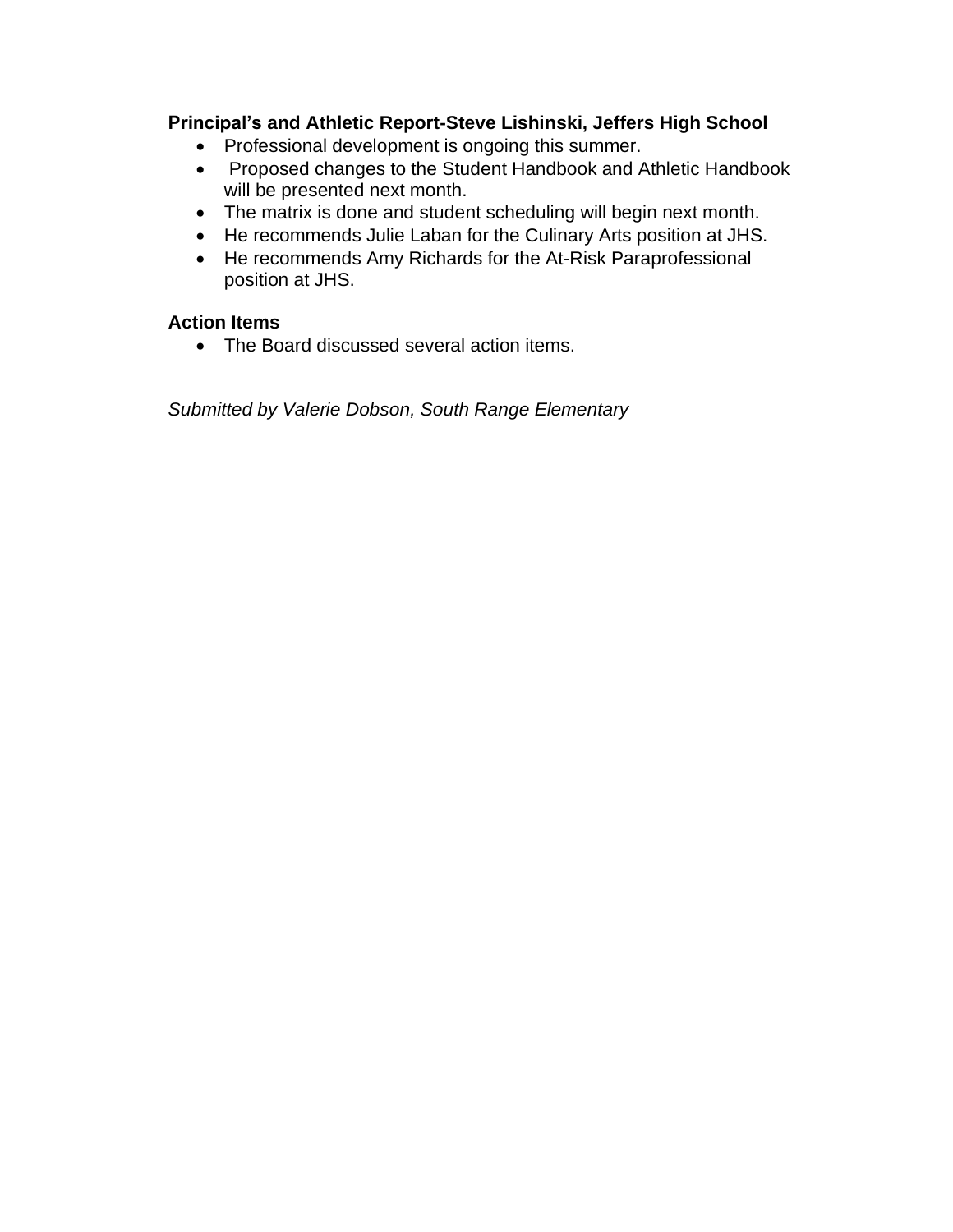**Principal's and Athletic Report-Steve Lishinski, Jeffers High School**

- Professional development is ongoing this summer.
- Proposed changes to the Student Handbook and Athletic Handbook will be presented next month.
- The matrix is done and student scheduling will begin next month.
- He recommends Julie Laban for the Culinary Arts position at JHS.
- He recommends Amy Richards for the At-Risk Paraprofessional position at JHS.

**Action Items**

- The Board discussed several action items.

*Submitted by Valerie Dobson, South Range Elementary*